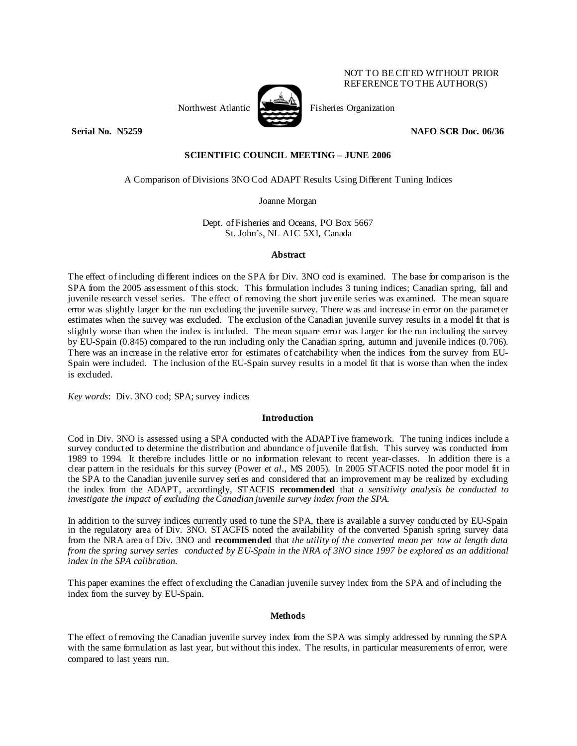NOT TO BE CITED WITHOUT PRIOR REFERENCE TO THE AUTHOR(S)

Northwest Atlantic Fisheries Organization

**Serial No. N5259** **NAFO SCR Doc. 06/36**

**SCIENTIFIC COUNCIL MEETING – JUNE 2006**

A Comparison of Divisions 3NO Cod ADAPT Results Using Different Tuning Indices

Joanne Morgan

Dept. of Fisheries and Oceans, PO Box 5667
St. John's, NL A1C 5X1, Canada

### Abstract

The effect of including different indices on the SPA for Div. 3NO cod is examined. The base for comparison is the SPA from the 2005 assessment of this stock. This formulation includes 3 tuning indices; Canadian spring, fall and juvenile research vessel series. The effect of removing the short juvenile series was examined. The mean square error was slightly larger for the run excluding the juvenile survey. There was and increase in error on the parameter estimates when the survey was excluded. The exclusion of the Canadian juvenile survey results in a model fit that is slightly worse than when the index is included. The mean square error was larger for the run including the survey by EU-Spain (0.845) compared to the run including only the Canadian spring, autumn and juvenile indices (0.706). There was an increase in the relative error for estimates of catchability when the indices from the survey from EU-Spain were included. The inclusion of the EU-Spain survey results in a model fit that is worse than when the index is excluded.

*Key words*: Div. 3NO cod; SPA; survey indices

### Introduction

Cod in Div. 3NO is assessed using a SPA conducted with the ADAPTive framework. The tuning indices include a survey conducted to determine the distribution and abundance of juvenile flatfish. This survey was conducted from 1989 to 1994. It therefore includes little or no information relevant to recent year-classes. In addition there is a clear pattern in the residuals for this survey (Power *et al*., MS 2005). In 2005 STACFIS noted the poor model fit in the SPA to the Canadian juvenile survey series and considered that an improvement may be realized by excluding the index from the ADAPT, accordingly, STACFIS **recommended** that *a sensitivity analysis be conducted to investigate the impact of excluding the Canadian juvenile survey index from the SPA.*

In addition to the survey indices currently used to tune the SPA, there is available a survey conducted by EU-Spain in the regulatory area of Div. 3NO. STACFIS noted the availability of the converted Spanish spring survey data from the NRA area of Div. 3NO and **recommended** that *the utility of the converted mean per tow at length data from the spring survey series conducted by EU-Spain in the NRA of 3NO since 1997 be explored as an additional index in the SPA calibration.*

This paper examines the effect of excluding the Canadian juvenile survey index from the SPA and of including the index from the survey by EU-Spain.

### Methods

The effect of removing the Canadian juvenile survey index from the SPA was simply addressed by running the SPA with the same formulation as last year, but without this index. The results, in particular measurements of error, were compared to last years run.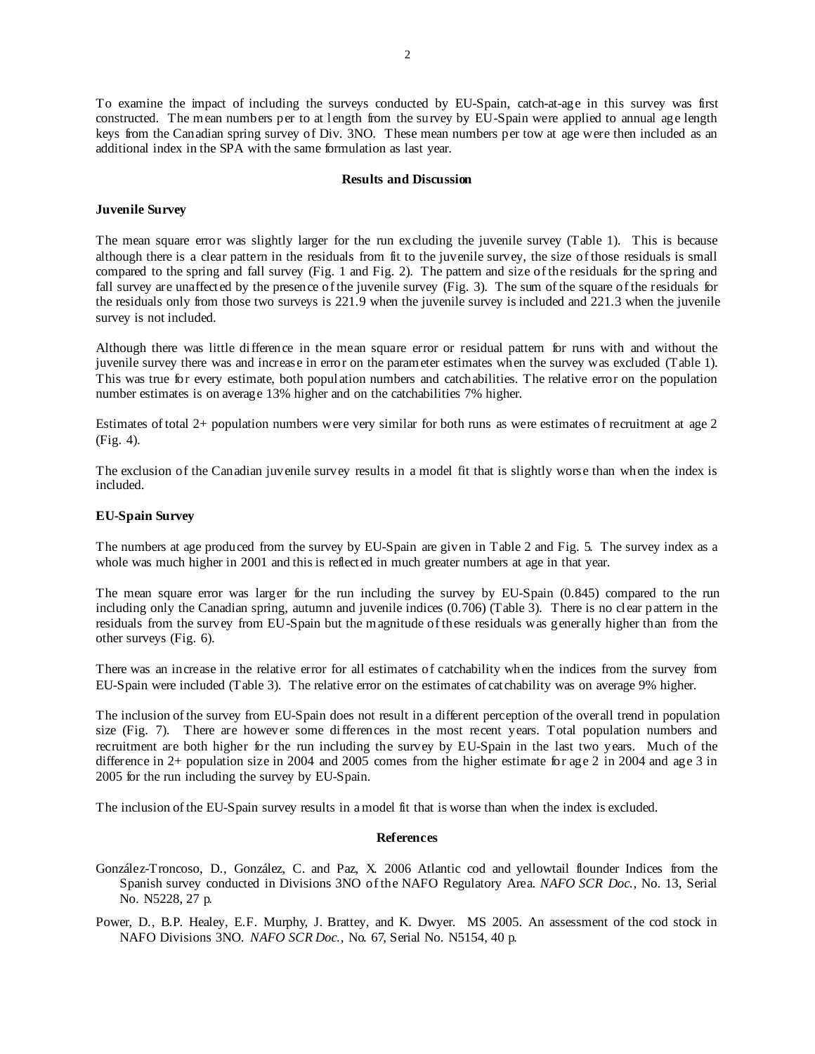To examine the impact of including the surveys conducted by EU-Spain, catch-at-age in this survey was first constructed. The mean numbers per to at length from the survey by EU-Spain were applied to annual age length keys from the Canadian spring survey of Div. 3NO. These mean numbers per tow at age were then included as an additional index in the SPA with the same formulation as last year.

## Results and Discussion

### Juvenile Survey

The mean square error was slightly larger for the run excluding the juvenile survey (Table 1). This is because although there is a clear pattern in the residuals from fit to the juvenile survey, the size of those residuals is small compared to the spring and fall survey (Fig. 1 and Fig. 2). The pattern and size of the residuals for the spring and fall survey are unaffected by the presence of the juvenile survey (Fig. 3). The sum of the square of the residuals for the residuals only from those two surveys is 221.9 when the juvenile survey is included and 221.3 when the juvenile survey is not included.

Although there was little difference in the mean square error or residual pattern for runs with and without the juvenile survey there was and increase in error on the parameter estimates when the survey was excluded (Table 1). This was true for every estimate, both population numbers and catchabilities. The relative error on the population number estimates is on average 13% higher and on the catchabilities 7% higher.

Estimates of total 2+ population numbers were very similar for both runs as were estimates of recruitment at age 2 (Fig. 4).

The exclusion of the Canadian juvenile survey results in a model fit that is slightly worse than when the index is included.

### EU-Spain Survey

The numbers at age produced from the survey by EU-Spain are given in Table 2 and Fig. 5. The survey index as a whole was much higher in 2001 and this is reflected in much greater numbers at age in that year.

The mean square error was larger for the run including the survey by EU-Spain (0.845) compared to the run including only the Canadian spring, autumn and juvenile indices (0.706) (Table 3). There is no clear pattern in the residuals from the survey from EU-Spain but the magnitude of these residuals was generally higher than from the other surveys (Fig. 6).

There was an increase in the relative error for all estimates of catchability when the indices from the survey from EU-Spain were included (Table 3). The relative error on the estimates of catchability was on average 9% higher.

The inclusion of the survey from EU-Spain does not result in a different perception of the overall trend in population size (Fig. 7). There are however some differences in the most recent years. Total population numbers and recruitment are both higher for the run including the survey by EU-Spain in the last two years. Much of the difference in 2+ population size in 2004 and 2005 comes from the higher estimate for age 2 in 2004 and age 3 in 2005 for the run including the survey by EU-Spain.

The inclusion of the EU-Spain survey results in a model fit that is worse than when the index is excluded.

## References

González-Troncoso, D., González, C. and Paz, X. 2006 Atlantic cod and yellowtail flounder Indices from the Spanish survey conducted in Divisions 3NO of the NAFO Regulatory Area. *NAFO SCR Doc.*, No. 13, Serial No. N5228, 27 p.

Power, D., B.P. Healey, E.F. Murphy, J. Brattey, and K. Dwyer. MS 2005. An assessment of the cod stock in NAFO Divisions 3NO. *NAFO SCR Doc.*, No. 67, Serial No. N5154, 40 p.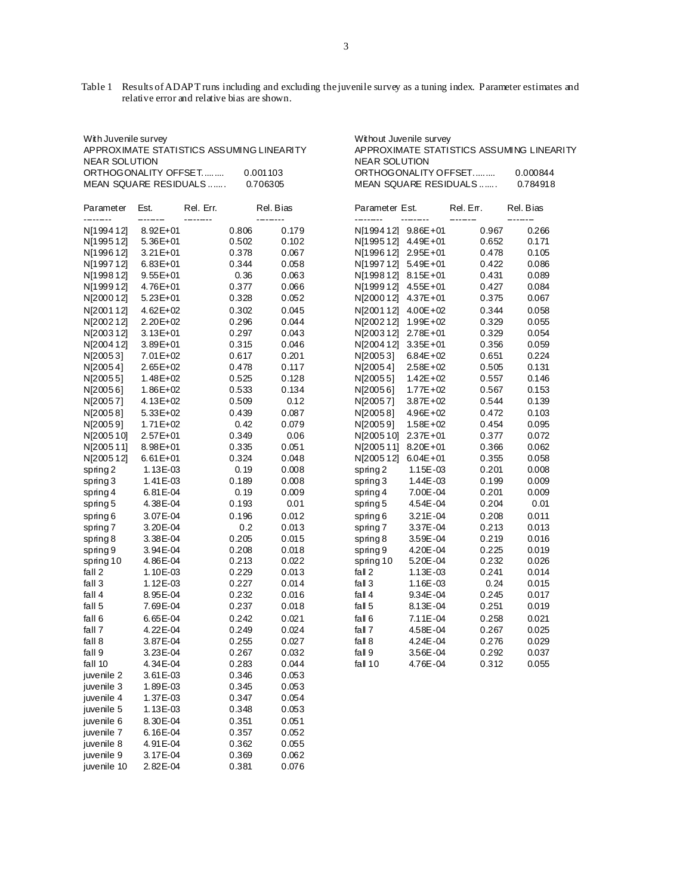Table 1 Results of ADAPT runs including and excluding the juvenile survey as a tuning index. Parameter estimates and relative error and relative bias are shown.

With Juvenile survey

APPROXIMATE STATISTICS ASSUMING LINEARITY
NEAR SOLUTION
ORTHOGONALITY OFFSET......... 0.001103
MEAN SQUARE RESIDUALS ....... 0.706305

| Parameter | Est. | Rel. Err. | Rel. Bias |
|---|---|---|---|
| N[1994 12] | 8.92E+01 | 0.806 | 0.179 |
| N[1995 12] | 5.36E+01 | 0.502 | 0.102 |
| N[1996 12] | 3.21E+01 | 0.378 | 0.067 |
| N[1997 12] | 6.83E+01 | 0.344 | 0.058 |
| N[1998 12] | 9.55E+01 | 0.36 | 0.063 |
| N[1999 12] | 4.76E+01 | 0.377 | 0.066 |
| N[2000 12] | 5.23E+01 | 0.328 | 0.052 |
| N[2001 12] | 4.62E+02 | 0.302 | 0.045 |
| N[2002 12] | 2.20E+02 | 0.296 | 0.044 |
| N[2003 12] | 3.13E+01 | 0.297 | 0.043 |
| N[2004 12] | 3.89E+01 | 0.315 | 0.046 |
| N[2005 3] | 7.01E+02 | 0.617 | 0.201 |
| N[2005 4] | 2.65E+02 | 0.478 | 0.117 |
| N[2005 5] | 1.48E+02 | 0.525 | 0.128 |
| N[2005 6] | 1.86E+02 | 0.533 | 0.134 |
| N[2005 7] | 4.13E+02 | 0.509 | 0.12 |
| N[2005 8] | 5.33E+02 | 0.439 | 0.087 |
| N[2005 9] | 1.71E+02 | 0.42 | 0.079 |
| N[2005 10] | 2.57E+01 | 0.349 | 0.06 |
| N[2005 11] | 8.98E+01 | 0.335 | 0.051 |
| N[2005 12] | 6.61E+01 | 0.324 | 0.048 |
| spring 2 | 1.13E-03 | 0.19 | 0.008 |
| spring 3 | 1.41E-03 | 0.189 | 0.008 |
| spring 4 | 6.81E-04 | 0.19 | 0.009 |
| spring 5 | 4.38E-04 | 0.193 | 0.01 |
| spring 6 | 3.07E-04 | 0.196 | 0.012 |
| spring 7 | 3.20E-04 | 0.2 | 0.013 |
| spring 8 | 3.38E-04 | 0.205 | 0.015 |
| spring 9 | 3.94E-04 | 0.208 | 0.018 |
| spring 10 | 4.86E-04 | 0.213 | 0.022 |
| fall 2 | 1.10E-03 | 0.229 | 0.013 |
| fall 3 | 1.12E-03 | 0.227 | 0.014 |
| fall 4 | 8.95E-04 | 0.232 | 0.016 |
| fall 5 | 7.69E-04 | 0.237 | 0.018 |
| fall 6 | 6.65E-04 | 0.242 | 0.021 |
| fall 7 | 4.22E-04 | 0.249 | 0.024 |
| fall 8 | 3.87E-04 | 0.255 | 0.027 |
| fall 9 | 3.23E-04 | 0.267 | 0.032 |
| fall 10 | 4.34E-04 | 0.283 | 0.044 |
| juvenile 2 | 3.61E-03 | 0.346 | 0.053 |
| juvenile 3 | 1.89E-03 | 0.345 | 0.053 |
| juvenile 4 | 1.37E-03 | 0.347 | 0.054 |
| juvenile 5 | 1.13E-03 | 0.348 | 0.053 |
| juvenile 6 | 8.30E-04 | 0.351 | 0.051 |
| juvenile 7 | 6.16E-04 | 0.357 | 0.052 |
| juvenile 8 | 4.91E-04 | 0.362 | 0.055 |
| juvenile 9 | 3.17E-04 | 0.369 | 0.062 |
| juvenile 10 | 2.82E-04 | 0.381 | 0.076 |

Without Juvenile survey

APPROXIMATE STATISTICS ASSUMING LINEARITY
NEAR SOLUTION
ORTHOGONALITY OFFSET......... 0.000844
MEAN SQUARE RESIDUALS ....... 0.784918

| Parameter | Est. | Rel. Err. | Rel. Bias |
|---|---|---|---|
| N[1994 12] | 9.86E+01 | 0.967 | 0.266 |
| N[1995 12] | 4.49E+01 | 0.652 | 0.171 |
| N[1996 12] | 2.95E+01 | 0.478 | 0.105 |
| N[1997 12] | 5.49E+01 | 0.422 | 0.086 |
| N[1998 12] | 8.15E+01 | 0.431 | 0.089 |
| N[1999 12] | 4.55E+01 | 0.427 | 0.084 |
| N[2000 12] | 4.37E+01 | 0.375 | 0.067 |
| N[2001 12] | 4.00E+02 | 0.344 | 0.058 |
| N[2002 12] | 1.99E+02 | 0.329 | 0.055 |
| N[2003 12] | 2.78E+01 | 0.329 | 0.054 |
| N[2004 12] | 3.35E+01 | 0.356 | 0.059 |
| N[2005 3] | 6.84E+02 | 0.651 | 0.224 |
| N[2005 4] | 2.58E+02 | 0.505 | 0.131 |
| N[2005 5] | 1.42E+02 | 0.557 | 0.146 |
| N[2005 6] | 1.77E+02 | 0.567 | 0.153 |
| N[2005 7] | 3.87E+02 | 0.544 | 0.139 |
| N[2005 8] | 4.96E+02 | 0.472 | 0.103 |
| N[2005 9] | 1.58E+02 | 0.454 | 0.095 |
| N[2005 10] | 2.37E+01 | 0.377 | 0.072 |
| N[2005 11] | 8.20E+01 | 0.366 | 0.062 |
| N[2005 12] | 6.04E+01 | 0.355 | 0.058 |
| spring 2 | 1.15E-03 | 0.201 | 0.008 |
| spring 3 | 1.44E-03 | 0.199 | 0.009 |
| spring 4 | 7.00E-04 | 0.201 | 0.009 |
| spring 5 | 4.54E-04 | 0.204 | 0.01 |
| spring 6 | 3.21E-04 | 0.208 | 0.011 |
| spring 7 | 3.37E-04 | 0.213 | 0.013 |
| spring 8 | 3.59E-04 | 0.219 | 0.016 |
| spring 9 | 4.20E-04 | 0.225 | 0.019 |
| spring 10 | 5.20E-04 | 0.232 | 0.026 |
| fall 2 | 1.13E-03 | 0.241 | 0.014 |
| fall 3 | 1.16E-03 | 0.24 | 0.015 |
| fall 4 | 9.34E-04 | 0.245 | 0.017 |
| fall 5 | 8.13E-04 | 0.251 | 0.019 |
| fall 6 | 7.11E-04 | 0.258 | 0.021 |
| fall 7 | 4.58E-04 | 0.267 | 0.025 |
| fall 8 | 4.24E-04 | 0.276 | 0.029 |
| fall 9 | 3.56E-04 | 0.292 | 0.037 |
| fall 10 | 4.76E-04 | 0.312 | 0.055 |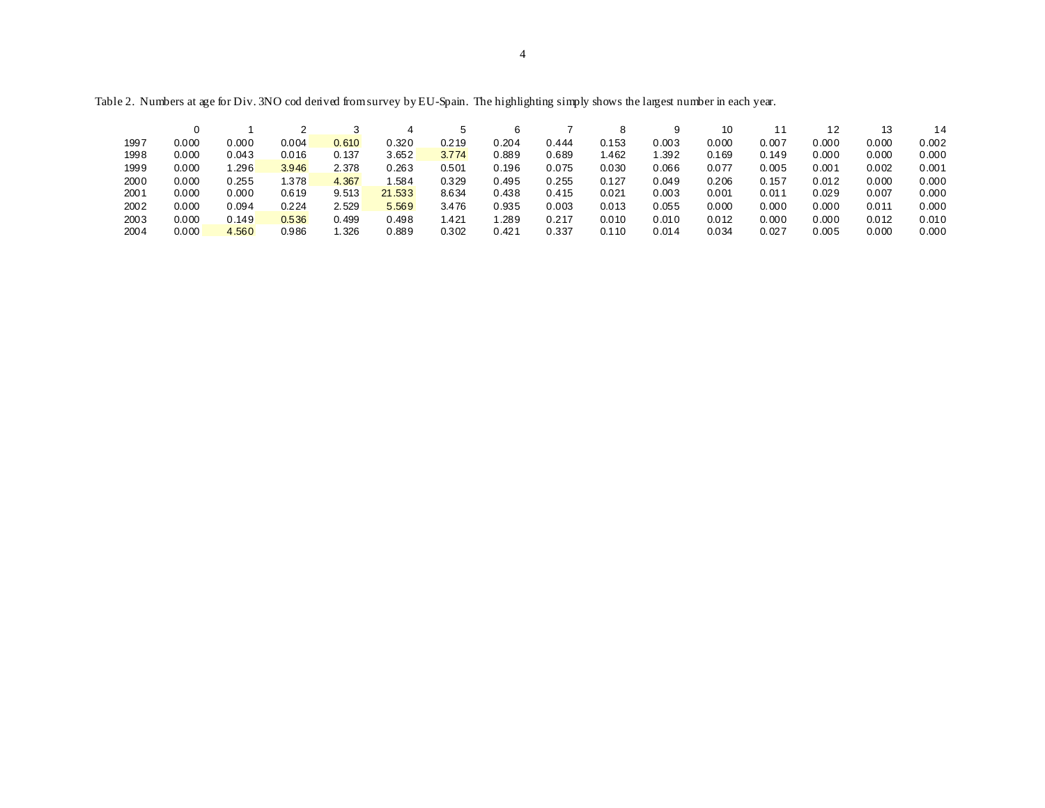Table 2. Numbers at age for Div. 3NO cod derived from survey by EU-Spain. The highlighting simply shows the largest number in each year.

| | 0 | 1 | 2 | 3 | 4 | 5 | 6 | 7 | 8 | 9 | 10 | 11 | 12 | 13 | 14 |
|---|---|---|---|---|---|---|---|---|---|---|---|---|---|---|---|
| 1997 | 0.000 | 0.000 | 0.004 | 0.610 | 0.320 | 0.219 | 0.204 | 0.444 | 0.153 | 0.003 | 0.000 | 0.007 | 0.000 | 0.000 | 0.002 |
| 1998 | 0.000 | 0.043 | 0.016 | 0.137 | 3.652 | 3.774 | 0.889 | 0.689 | 1.462 | 1.392 | 0.169 | 0.149 | 0.000 | 0.000 | 0.000 |
| 1999 | 0.000 | 1.296 | 3.946 | 2.378 | 0.263 | 0.501 | 0.196 | 0.075 | 0.030 | 0.066 | 0.077 | 0.005 | 0.001 | 0.002 | 0.001 |
| 2000 | 0.000 | 0.255 | 1.378 | 4.367 | 1.584 | 0.329 | 0.495 | 0.255 | 0.127 | 0.049 | 0.206 | 0.157 | 0.012 | 0.000 | 0.000 |
| 2001 | 0.000 | 0.000 | 0.619 | 9.513 | 21.533 | 8.634 | 0.438 | 0.415 | 0.021 | 0.003 | 0.001 | 0.011 | 0.029 | 0.007 | 0.000 |
| 2002 | 0.000 | 0.094 | 0.224 | 2.529 | 5.569 | 3.476 | 0.935 | 0.003 | 0.013 | 0.055 | 0.000 | 0.000 | 0.000 | 0.011 | 0.000 |
| 2003 | 0.000 | 0.149 | 0.536 | 0.499 | 0.498 | 1.421 | 1.289 | 0.217 | 0.010 | 0.010 | 0.012 | 0.000 | 0.000 | 0.012 | 0.010 |
| 2004 | 0.000 | 4.560 | 0.986 | 1.326 | 0.889 | 0.302 | 0.421 | 0.337 | 0.110 | 0.014 | 0.034 | 0.027 | 0.005 | 0.000 | 0.000 |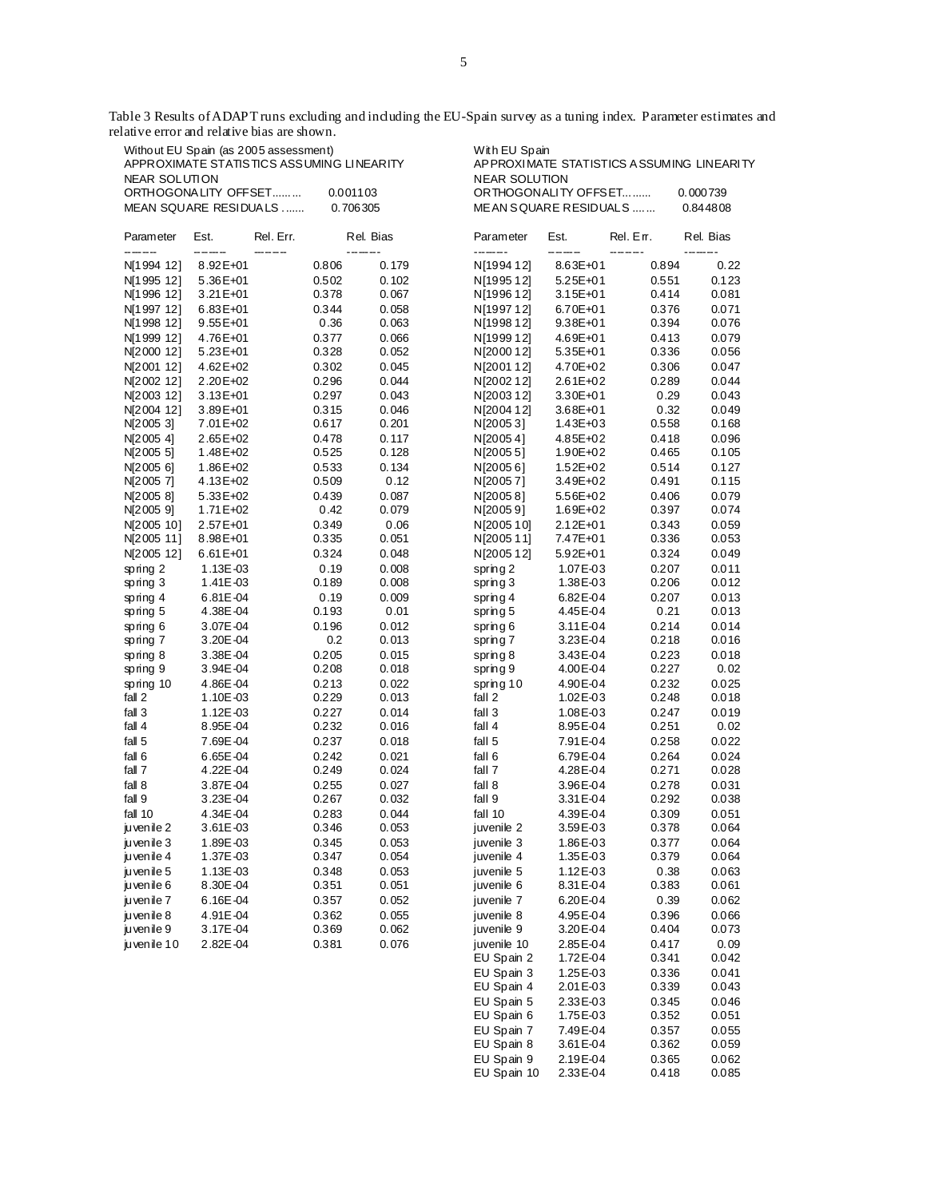Table 3 Results of ADAPT runs excluding and including the EU-Spain survey as a tuning index. Parameter estimates and relative error and relative bias are shown.

Without EU Spain (as 2005 assessment)
APPROXIMATE STATISTICS ASSUMING LINEARITY
NEAR SOLUTION
ORTHOGONALITY OFFSET......... 0.001103
MEAN SQUARE RESIDUALS ....... 0.706305

| Parameter | Est. | Rel. Err. | Rel. Bias |
|---|---|---|---|
| N[1994 12] | 8.92E+01 | 0.806 | 0.179 |
| N[1995 12] | 5.36E+01 | 0.502 | 0.102 |
| N[1996 12] | 3.21E+01 | 0.378 | 0.067 |
| N[1997 12] | 6.83E+01 | 0.344 | 0.058 |
| N[1998 12] | 9.55E+01 | 0.36 | 0.063 |
| N[1999 12] | 4.76E+01 | 0.377 | 0.066 |
| N[2000 12] | 5.23E+01 | 0.328 | 0.052 |
| N[2001 12] | 4.62E+02 | 0.302 | 0.045 |
| N[2002 12] | 2.20E+02 | 0.296 | 0.044 |
| N[2003 12] | 3.13E+01 | 0.297 | 0.043 |
| N[2004 12] | 3.89E+01 | 0.315 | 0.046 |
| N[2005 3] | 7.01E+02 | 0.617 | 0.201 |
| N[2005 4] | 2.65E+02 | 0.478 | 0.117 |
| N[2005 5] | 1.48E+02 | 0.525 | 0.128 |
| N[2005 6] | 1.86E+02 | 0.533 | 0.134 |
| N[2005 7] | 4.13E+02 | 0.509 | 0.12 |
| N[2005 8] | 5.33E+02 | 0.439 | 0.087 |
| N[2005 9] | 1.71E+02 | 0.42 | 0.079 |
| N[2005 10] | 2.57E+01 | 0.349 | 0.06 |
| N[2005 11] | 8.98E+01 | 0.335 | 0.051 |
| N[2005 12] | 6.61E+01 | 0.324 | 0.048 |
| spring 2 | 1.13E-03 | 0.19 | 0.008 |
| spring 3 | 1.41E-03 | 0.189 | 0.008 |
| spring 4 | 6.81E-04 | 0.19 | 0.009 |
| spring 5 | 4.38E-04 | 0.193 | 0.01 |
| spring 6 | 3.07E-04 | 0.196 | 0.012 |
| spring 7 | 3.20E-04 | 0.2 | 0.013 |
| spring 8 | 3.38E-04 | 0.205 | 0.015 |
| spring 9 | 3.94E-04 | 0.208 | 0.018 |
| spring 10 | 4.86E-04 | 0.213 | 0.022 |
| fall 2 | 1.10E-03 | 0.229 | 0.013 |
| fall 3 | 1.12E-03 | 0.227 | 0.014 |
| fall 4 | 8.95E-04 | 0.232 | 0.016 |
| fall 5 | 7.69E-04 | 0.237 | 0.018 |
| fall 6 | 6.65E-04 | 0.242 | 0.021 |
| fall 7 | 4.22E-04 | 0.249 | 0.024 |
| fall 8 | 3.87E-04 | 0.255 | 0.027 |
| fall 9 | 3.23E-04 | 0.267 | 0.032 |
| fall 10 | 4.34E-04 | 0.283 | 0.044 |
| juvenile 2 | 3.61E-03 | 0.346 | 0.053 |
| juvenile 3 | 1.89E-03 | 0.345 | 0.053 |
| juvenile 4 | 1.37E-03 | 0.347 | 0.054 |
| juvenile 5 | 1.13E-03 | 0.348 | 0.053 |
| juvenile 6 | 8.30E-04 | 0.351 | 0.051 |
| juvenile 7 | 6.16E-04 | 0.357 | 0.052 |
| juvenile 8 | 4.91E-04 | 0.362 | 0.055 |
| juvenile 9 | 3.17E-04 | 0.369 | 0.062 |
| juvenile 10 | 2.82E-04 | 0.381 | 0.076 |

With EU Spain
APPROXIMATE STATISTICS ASSUMING LINEARITY
NEAR SOLUTION
ORTHOGONALITY OFFSET......... 0.000739
MEAN SQUARE RESIDUALS ....... 0.844808

| Parameter | Est. | Rel. Err. | Rel. Bias |
|---|---|---|---|
| N[1994 12] | 8.63E+01 | 0.894 | 0.22 |
| N[1995 12] | 5.25E+01 | 0.551 | 0.123 |
| N[1996 12] | 3.15E+01 | 0.414 | 0.081 |
| N[1997 12] | 6.70E+01 | 0.376 | 0.071 |
| N[1998 12] | 9.38E+01 | 0.394 | 0.076 |
| N[1999 12] | 4.69E+01 | 0.413 | 0.079 |
| N[2000 12] | 5.35E+01 | 0.336 | 0.056 |
| N[2001 12] | 4.70E+02 | 0.306 | 0.047 |
| N[2002 12] | 2.61E+02 | 0.289 | 0.044 |
| N[2003 12] | 3.30E+01 | 0.29 | 0.043 |
| N[2004 12] | 3.68E+01 | 0.32 | 0.049 |
| N[2005 3] | 1.43E+03 | 0.558 | 0.168 |
| N[2005 4] | 4.85E+02 | 0.418 | 0.096 |
| N[2005 5] | 1.90E+02 | 0.465 | 0.105 |
| N[2005 6] | 1.52E+02 | 0.514 | 0.127 |
| N[2005 7] | 3.49E+02 | 0.491 | 0.115 |
| N[2005 8] | 5.56E+02 | 0.406 | 0.079 |
| N[2005 9] | 1.69E+02 | 0.397 | 0.074 |
| N[2005 10] | 2.12E+01 | 0.343 | 0.059 |
| N[2005 11] | 7.47E+01 | 0.336 | 0.053 |
| N[2005 12] | 5.92E+01 | 0.324 | 0.049 |
| spring 2 | 1.07E-03 | 0.207 | 0.011 |
| spring 3 | 1.38E-03 | 0.206 | 0.012 |
| spring 4 | 6.82E-04 | 0.207 | 0.013 |
| spring 5 | 4.45E-04 | 0.21 | 0.013 |
| spring 6 | 3.11E-04 | 0.214 | 0.014 |
| spring 7 | 3.23E-04 | 0.218 | 0.016 |
| spring 8 | 3.43E-04 | 0.223 | 0.018 |
| spring 9 | 4.00E-04 | 0.227 | 0.02 |
| spring 10 | 4.90E-04 | 0.232 | 0.025 |
| fall 2 | 1.02E-03 | 0.248 | 0.018 |
| fall 3 | 1.08E-03 | 0.247 | 0.019 |
| fall 4 | 8.95E-04 | 0.251 | 0.02 |
| fall 5 | 7.91E-04 | 0.258 | 0.022 |
| fall 6 | 6.79E-04 | 0.264 | 0.024 |
| fall 7 | 4.28E-04 | 0.271 | 0.028 |
| fall 8 | 3.96E-04 | 0.278 | 0.031 |
| fall 9 | 3.31E-04 | 0.292 | 0.038 |
| fall 10 | 4.39E-04 | 0.309 | 0.051 |
| juvenile 2 | 3.59E-03 | 0.378 | 0.064 |
| juvenile 3 | 1.86E-03 | 0.377 | 0.064 |
| juvenile 4 | 1.35E-03 | 0.379 | 0.064 |
| juvenile 5 | 1.12E-03 | 0.38 | 0.063 |
| juvenile 6 | 8.31E-04 | 0.383 | 0.061 |
| juvenile 7 | 6.20E-04 | 0.39 | 0.062 |
| juvenile 8 | 4.95E-04 | 0.396 | 0.066 |
| juvenile 9 | 3.20E-04 | 0.404 | 0.073 |
| juvenile 10 | 2.85E-04 | 0.417 | 0.09 |
| EU Spain 2 | 1.72E-04 | 0.341 | 0.042 |
| EU Spain 3 | 1.25E-03 | 0.336 | 0.041 |
| EU Spain 4 | 2.01E-03 | 0.339 | 0.043 |
| EU Spain 5 | 2.33E-03 | 0.345 | 0.046 |
| EU Spain 6 | 1.75E-03 | 0.352 | 0.051 |
| EU Spain 7 | 7.49E-04 | 0.357 | 0.055 |
| EU Spain 8 | 3.61E-04 | 0.362 | 0.059 |
| EU Spain 9 | 2.19E-04 | 0.365 | 0.062 |
| EU Spain 10 | 2.33E-04 | 0.418 | 0.085 |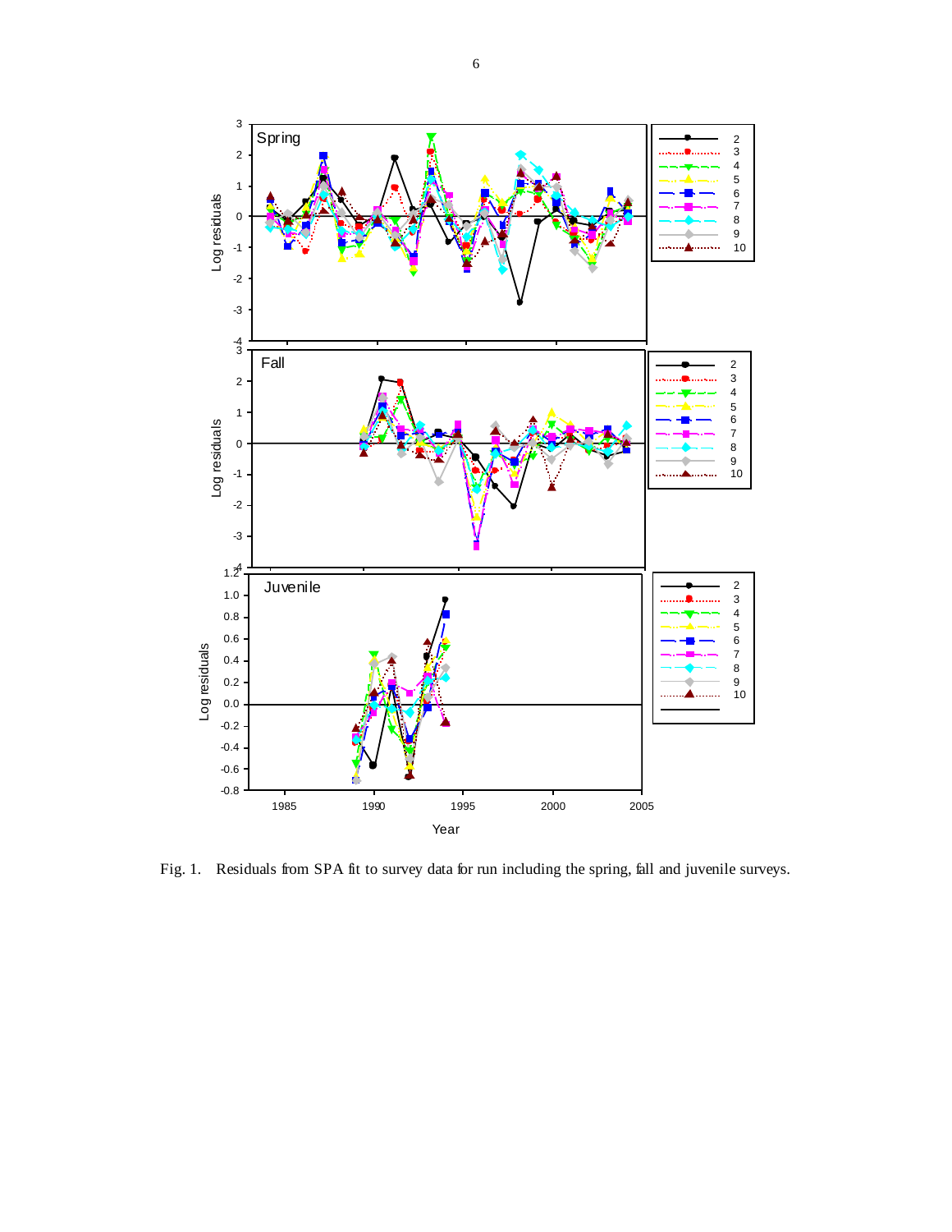Fig. 1. Residuals from SPA fit to survey data for run including the spring, fall and juvenile surveys.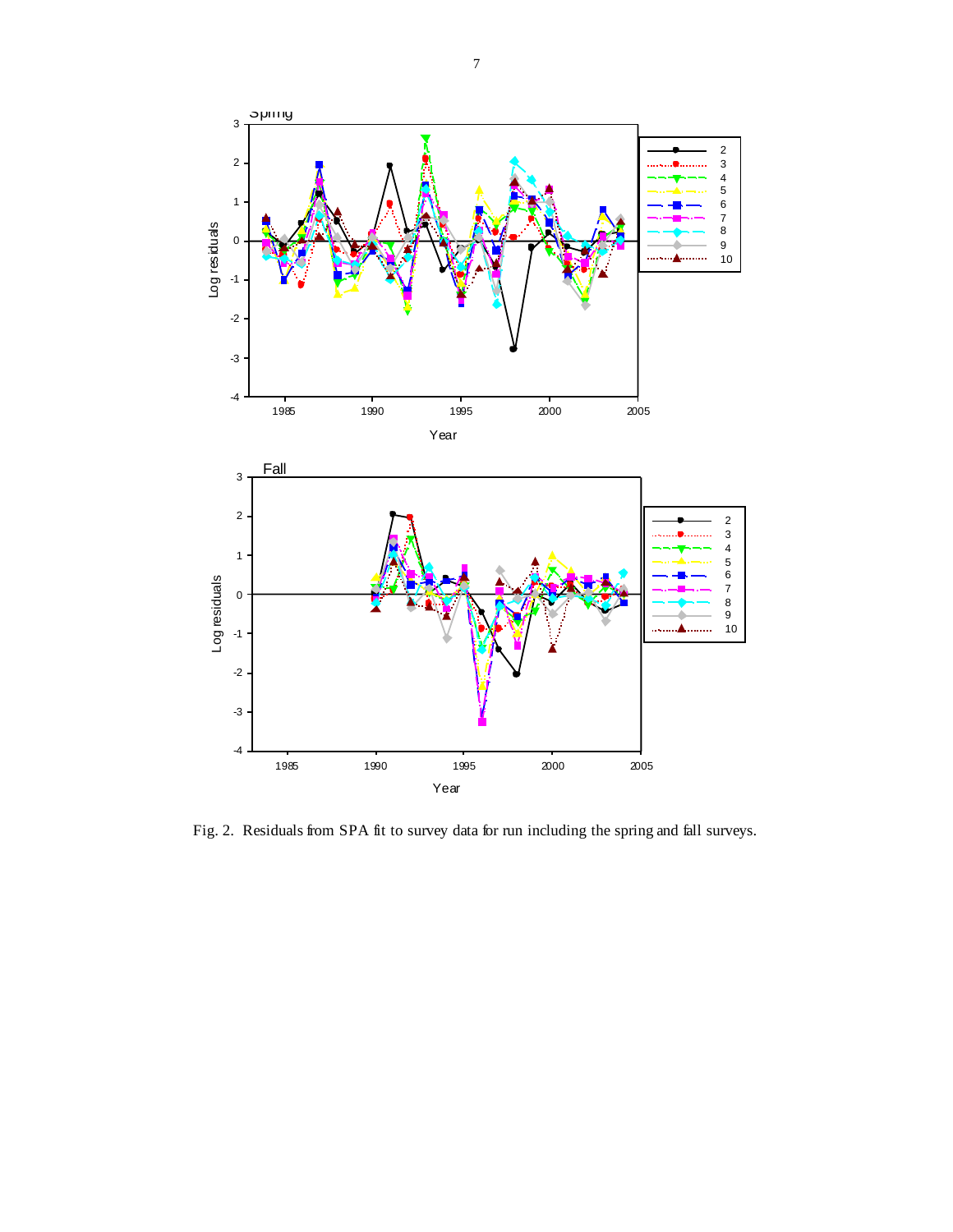Fig. 2. Residuals from SPA fit to survey data for run including the spring and fall surveys.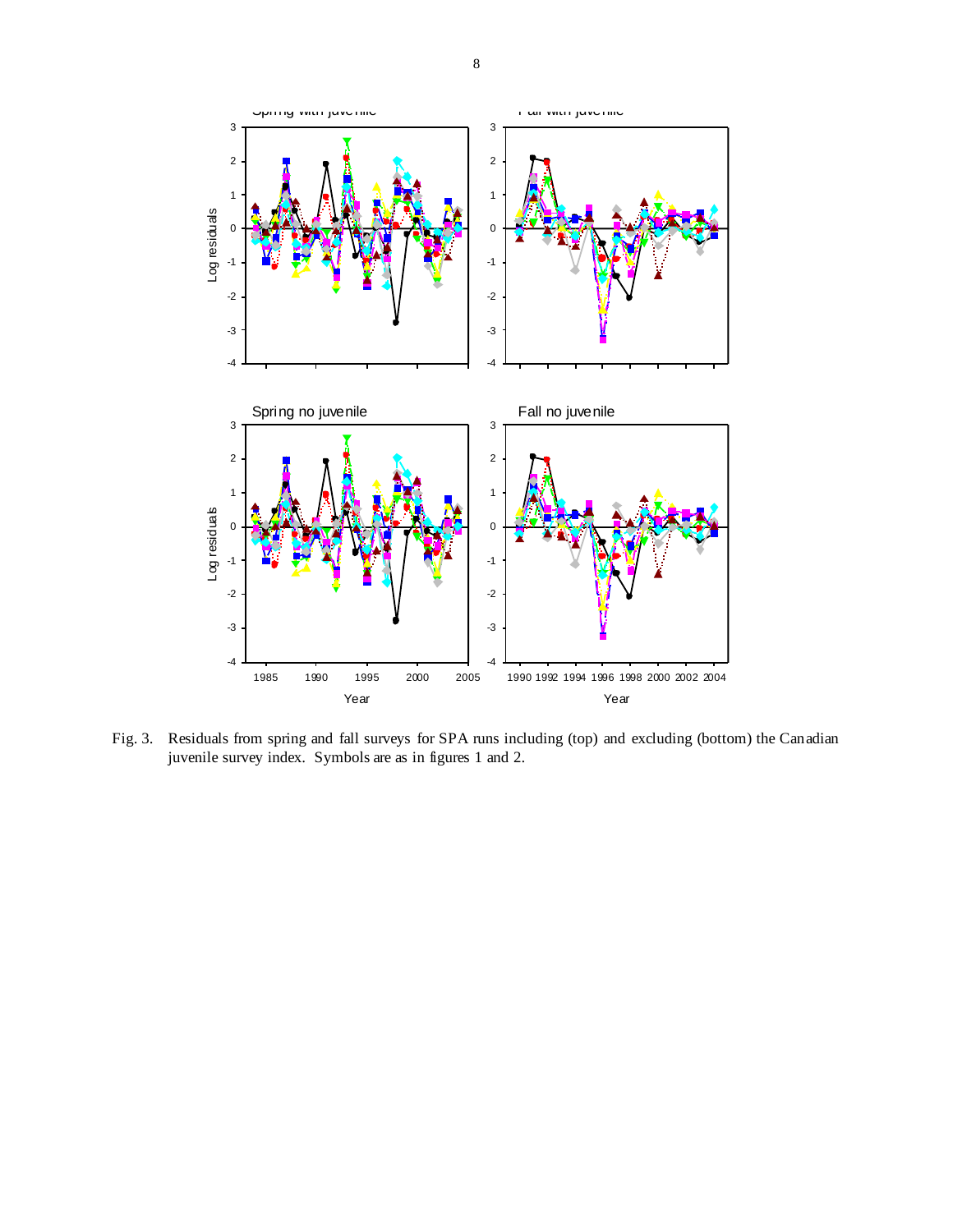Fig. 3. Residuals from spring and fall surveys for SPA runs including (top) and excluding (bottom) the Canadian juvenile survey index. Symbols are as in figures 1 and 2.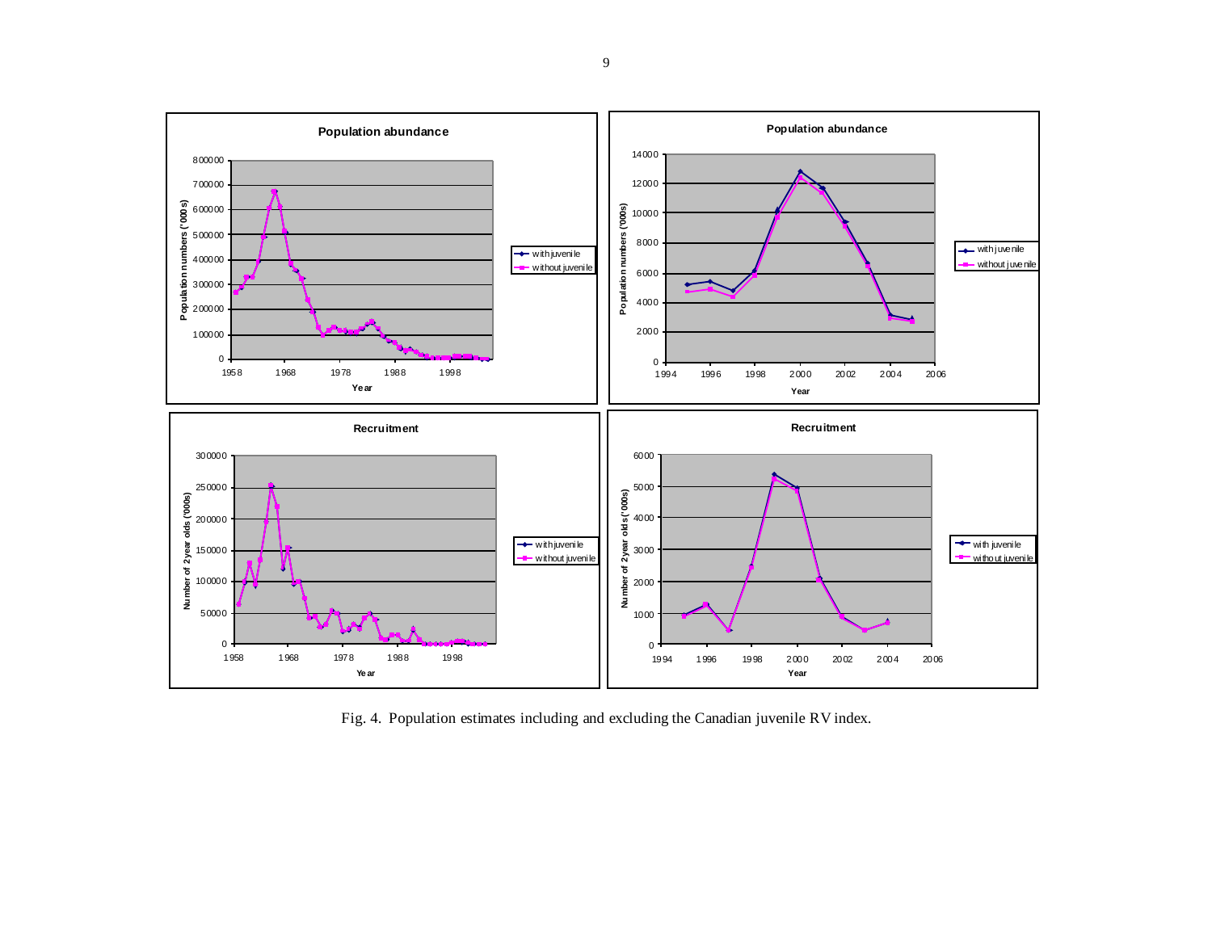Fig. 4. Population estimates including and excluding the Canadian juvenile RV index.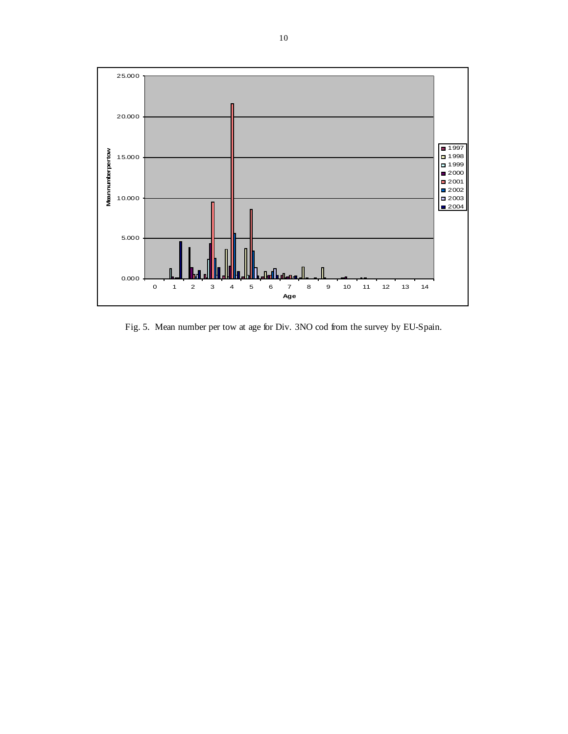Fig. 5. Mean number per tow at age for Div. 3NO cod from the survey by EU-Spain.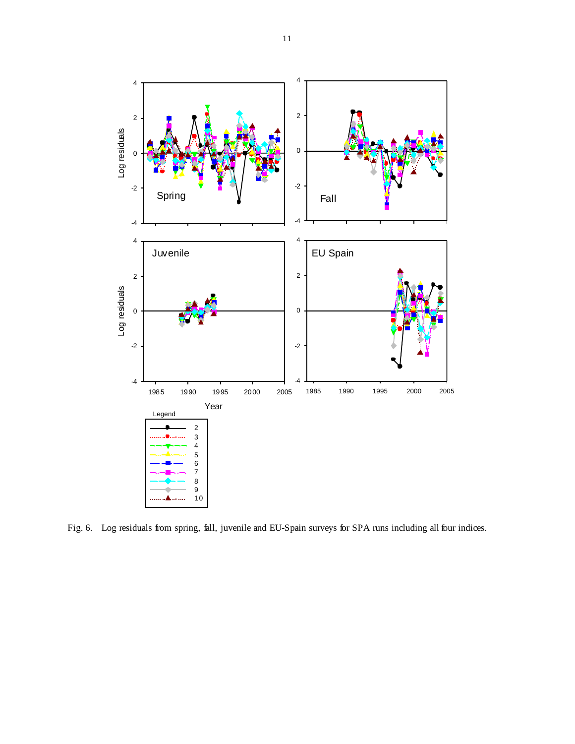Fig. 6. Log residuals from spring, fall, juvenile and EU-Spain surveys for SPA runs including all four indices.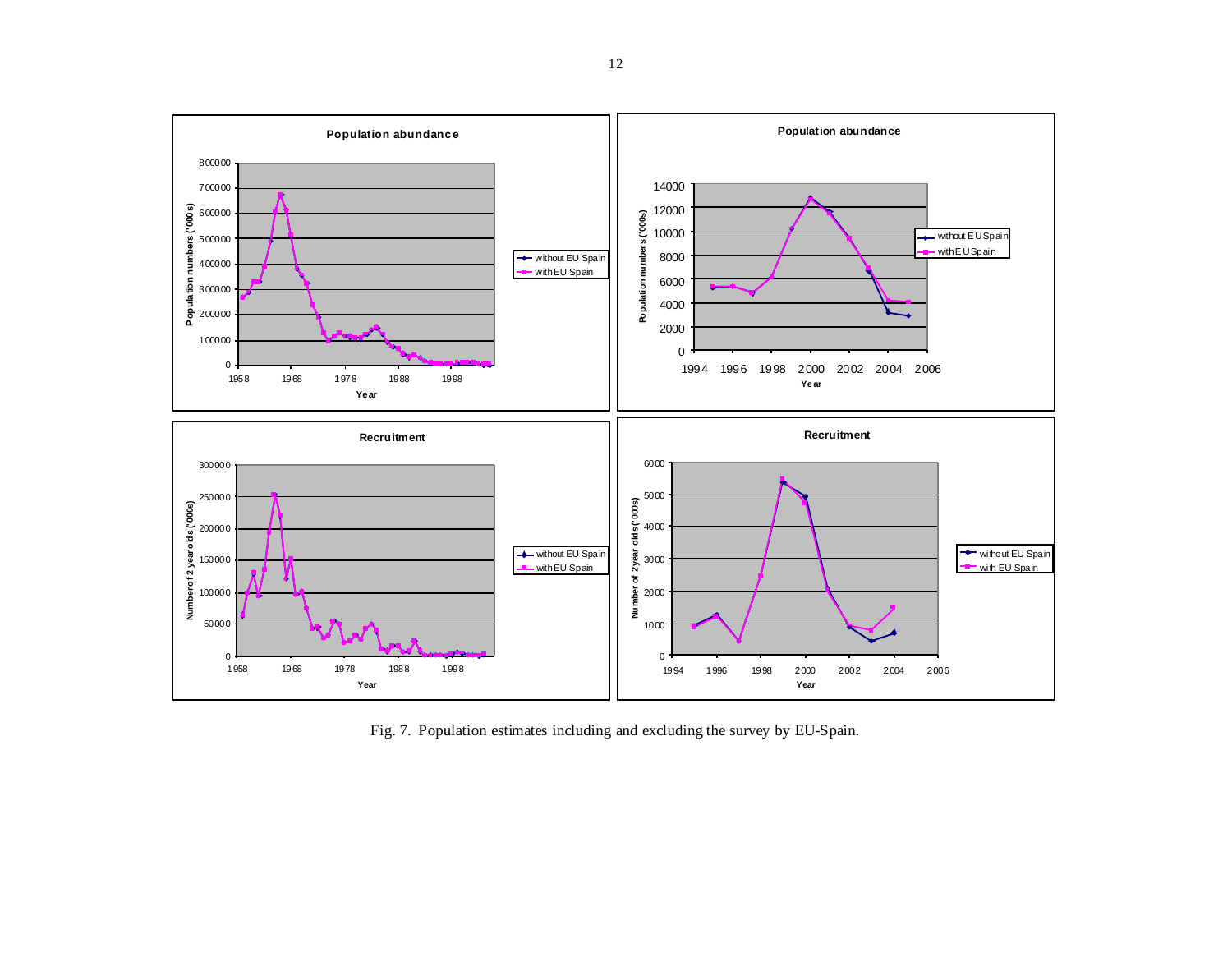Population abundance

Population numbers ('000s)

800000
700000
600000
500000
400000
300000
200000
100000
0

1958 1968 1978 1988 1998

Year

without EU Spain
with EU Spain

Population abundance

Population numbers ('000s)

14000
12000
10000
8000
6000
4000
2000
0

1994 1996 1998 2000 2002 2004 2006

Year

without EU Spain
with EU Spain

Recruitment

Number of 2 year olds ('000s)

300000
250000
200000
150000
100000
50000
0

1958 1968 1978 1988 1998

Year

without EU Spain
with EU Spain

Recruitment

Number of 2 year olds ('000s)

6000
5000
4000
3000
2000
1000
0

1994 1996 1998 2000 2002 2004 2006

Year

without EU Spain
with EU Spain

Fig. 7. Population estimates including and excluding the survey by EU-Spain.